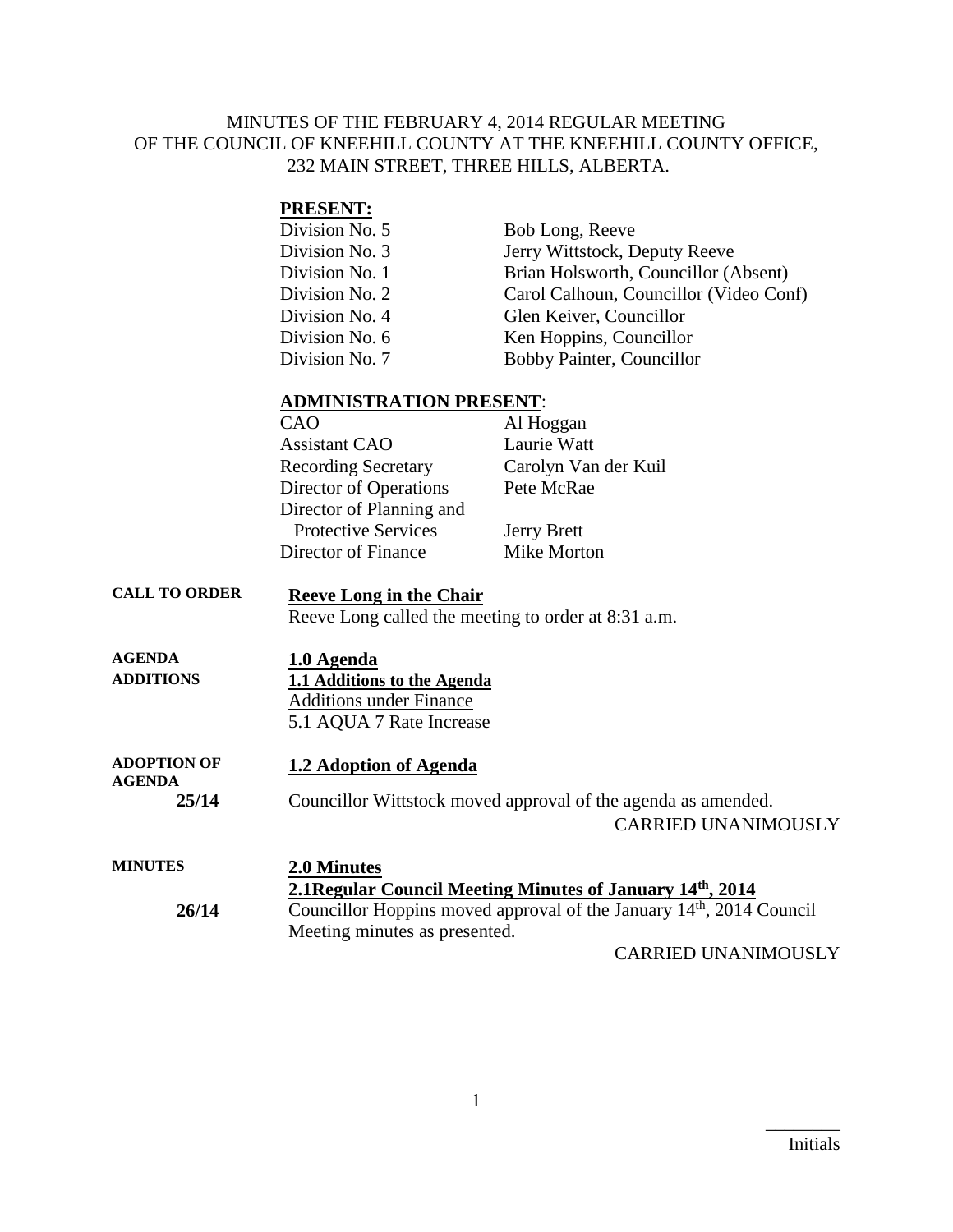MINUTES OF THE FEBRUARY 4, 2014 REGULAR MEETING OF THE COUNCIL OF KNEEHILL COUNTY AT THE KNEEHILL COUNTY OFFICE, 232 MAIN STREET, THREE HILLS, ALBERTA.

**PRESENT:**

| | |
|---|---|
| Division No. 5 | Bob Long, Reeve |
| Division No. 3 | Jerry Wittstock, Deputy Reeve |
| Division No. 1 | Brian Holsworth, Councillor (Absent) |
| Division No. 2 | Carol Calhoun, Councillor (Video Conf) |
| Division No. 4 | Glen Keiver, Councillor |
| Division No. 6 | Ken Hoppins, Councillor |
| Division No. 7 | Bobby Painter, Councillor |

**ADMINISTRATION PRESENT**:

| | |
|---|---|
| CAO | Al Hoggan |
| Assistant CAO | Laurie Watt |
| Recording Secretary | Carolyn Van der Kuil |
| Director of Operations | Pete McRae |
| Director of Planning and Protective Services | Jerry Brett |
| Director of Finance | Mike Morton |

**CALL TO ORDER**

**Reeve Long in the Chair**

Reeve Long called the meeting to order at 8:31 a.m.

**AGENDA ADDITIONS**

**1.0 Agenda**

**1.1 Additions to the Agenda**

Additions under Finance

5.1 AQUA 7 Rate Increase

**ADOPTION OF AGENDA**

**1.2 Adoption of Agenda**

**25/14** Councillor Wittstock moved approval of the agenda as amended.

CARRIED UNANIMOUSLY

**MINUTES**

**2.0 Minutes**

**2.1Regular Council Meeting Minutes of January 14th, 2014**

**26/14** Councillor Hoppins moved approval of the January 14th, 2014 Council Meeting minutes as presented.

CARRIED UNANIMOUSLY

________

Initials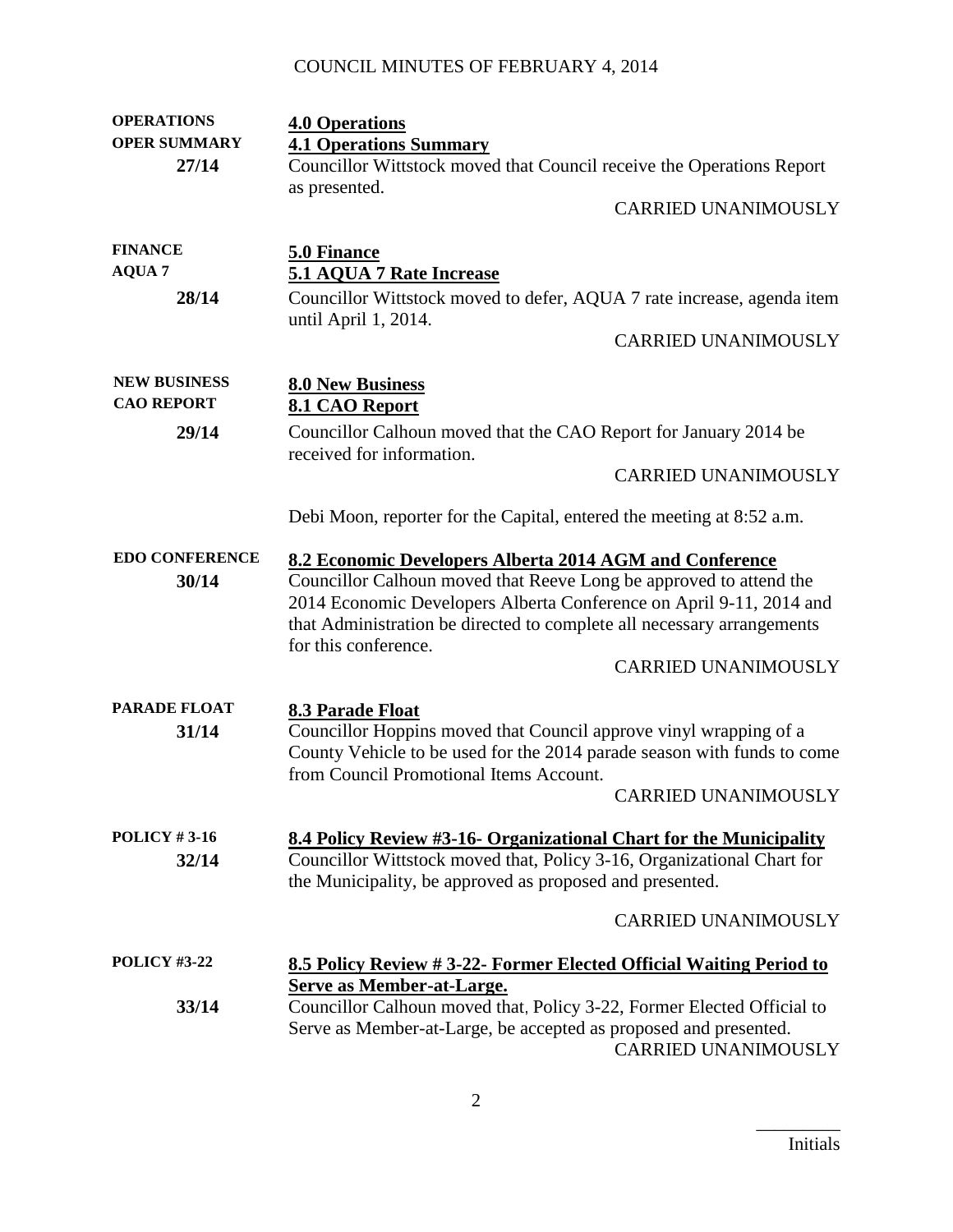**OPERATIONS**
**OPER SUMMARY**

## 4.0 Operations

### 4.1 Operations Summary

**27/14** Councillor Wittstock moved that Council receive the Operations Report as presented.

CARRIED UNANIMOUSLY

**FINANCE**
**AQUA 7**

## 5.0 Finance

### 5.1 AQUA 7 Rate Increase

**28/14** Councillor Wittstock moved to defer, AQUA 7 rate increase, agenda item until April 1, 2014.

CARRIED UNANIMOUSLY

**NEW BUSINESS**
**CAO REPORT**

## 8.0 New Business

### 8.1 CAO Report

**29/14** Councillor Calhoun moved that the CAO Report for January 2014 be received for information.

CARRIED UNANIMOUSLY

Debi Moon, reporter for the Capital, entered the meeting at 8:52 a.m.

**EDO CONFERENCE**

### 8.2 Economic Developers Alberta 2014 AGM and Conference

**30/14** Councillor Calhoun moved that Reeve Long be approved to attend the 2014 Economic Developers Alberta Conference on April 9-11, 2014 and that Administration be directed to complete all necessary arrangements for this conference.

CARRIED UNANIMOUSLY

**PARADE FLOAT**

### 8.3 Parade Float

**31/14** Councillor Hoppins moved that Council approve vinyl wrapping of a County Vehicle to be used for the 2014 parade season with funds to come from Council Promotional Items Account.

CARRIED UNANIMOUSLY

**POLICY # 3-16**

### 8.4 Policy Review #3-16- Organizational Chart for the Municipality

**32/14** Councillor Wittstock moved that, Policy 3-16, Organizational Chart for the Municipality, be approved as proposed and presented.

CARRIED UNANIMOUSLY

**POLICY #3-22**

### 8.5 Policy Review # 3-22- Former Elected Official Waiting Period to Serve as Member-at-Large.

**33/14** Councillor Calhoun moved that, Policy 3-22, Former Elected Official to Serve as Member-at-Large, be accepted as proposed and presented.

CARRIED UNANIMOUSLY

_________
Initials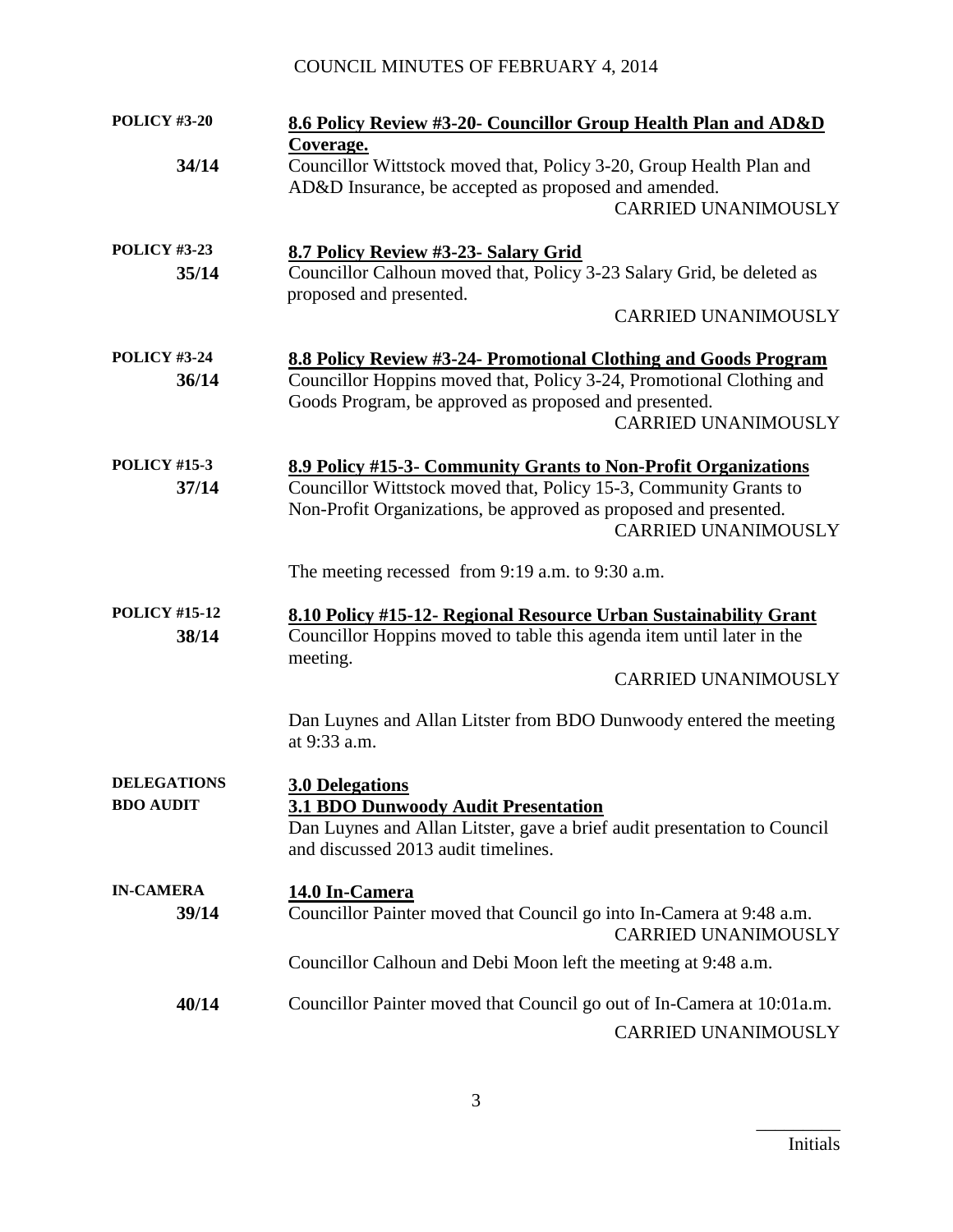**POLICY #3-20**

**8.6 Policy Review #3-20- Councillor Group Health Plan and AD&D Coverage.**

**34/14**

Councillor Wittstock moved that, Policy 3-20, Group Health Plan and AD&D Insurance, be accepted as proposed and amended.

CARRIED UNANIMOUSLY

**POLICY #3-23**

**8.7 Policy Review #3-23- Salary Grid**

**35/14**

Councillor Calhoun moved that, Policy 3-23 Salary Grid, be deleted as proposed and presented.

CARRIED UNANIMOUSLY

**POLICY #3-24**

**8.8 Policy Review #3-24- Promotional Clothing and Goods Program**

**36/14**

Councillor Hoppins moved that, Policy 3-24, Promotional Clothing and Goods Program, be approved as proposed and presented.

CARRIED UNANIMOUSLY

**POLICY #15-3**

**8.9 Policy #15-3- Community Grants to Non-Profit Organizations**

**37/14**

Councillor Wittstock moved that, Policy 15-3, Community Grants to Non-Profit Organizations, be approved as proposed and presented.

CARRIED UNANIMOUSLY

The meeting recessed from 9:19 a.m. to 9:30 a.m.

**POLICY #15-12**

**8.10 Policy #15-12- Regional Resource Urban Sustainability Grant**

**38/14**

Councillor Hoppins moved to table this agenda item until later in the meeting.

CARRIED UNANIMOUSLY

Dan Luynes and Allan Litster from BDO Dunwoody entered the meeting at 9:33 a.m.

**DELEGATIONS**

**3.0 Delegations**

**BDO AUDIT**

**3.1 BDO Dunwoody Audit Presentation**

Dan Luynes and Allan Litster, gave a brief audit presentation to Council and discussed 2013 audit timelines.

**IN-CAMERA**

**14.0 In-Camera**

**39/14**

Councillor Painter moved that Council go into In-Camera at 9:48 a.m.

CARRIED UNANIMOUSLY

Councillor Calhoun and Debi Moon left the meeting at 9:48 a.m.

**40/14**

Councillor Painter moved that Council go out of In-Camera at 10:01a.m.

CARRIED UNANIMOUSLY

_________
Initials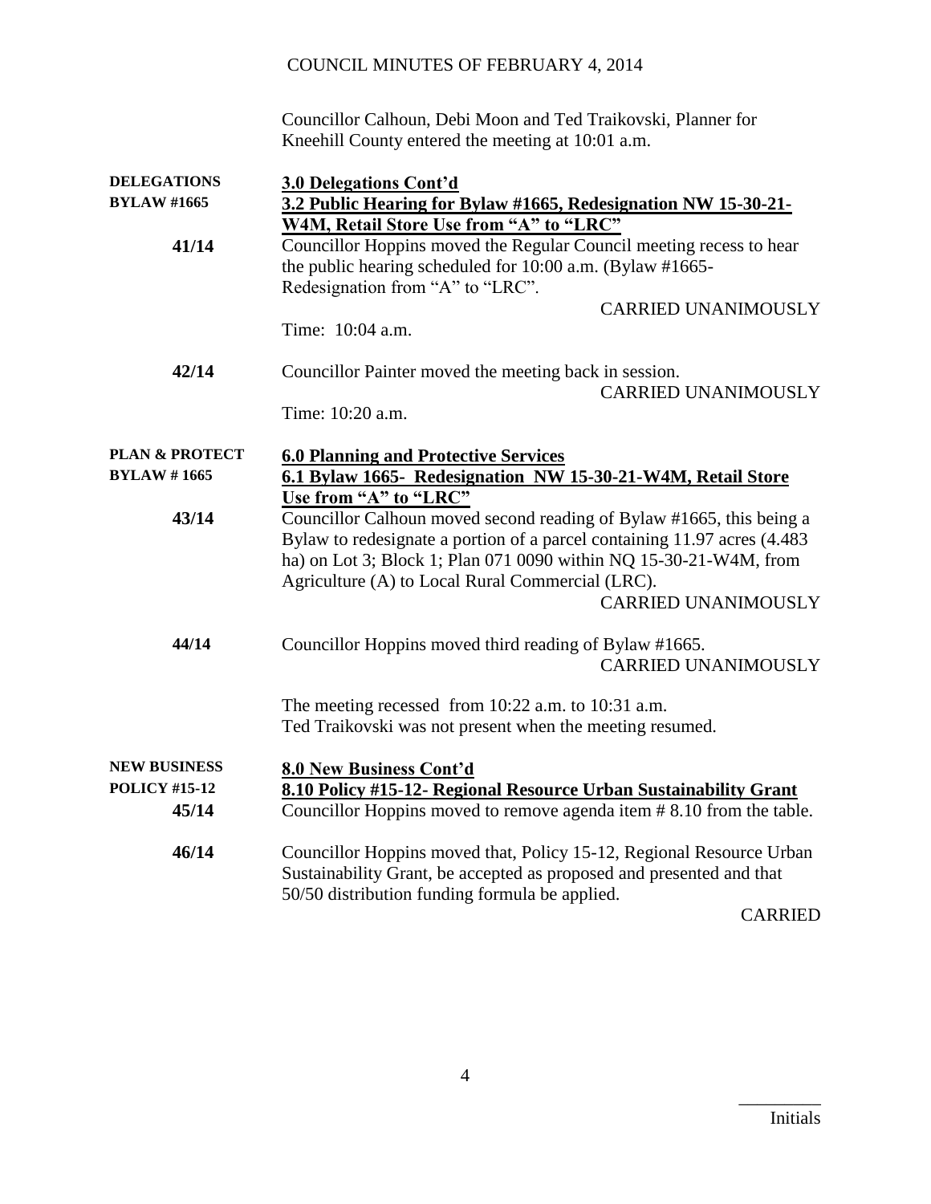Councillor Calhoun, Debi Moon and Ted Traikovski, Planner for Kneehill County entered the meeting at 10:01 a.m.

**DELEGATIONS**
**BYLAW #1665**

**3.0 Delegations Cont'd**
**3.2 Public Hearing for Bylaw #1665, Redesignation NW 15-30-21-W4M, Retail Store Use from "A" to "LRC"**

**41/14** Councillor Hoppins moved the Regular Council meeting recess to hear the public hearing scheduled for 10:00 a.m. (Bylaw #1665-Redesignation from "A" to "LRC".

CARRIED UNANIMOUSLY

Time: 10:04 a.m.

**42/14** Councillor Painter moved the meeting back in session.

CARRIED UNANIMOUSLY

Time: 10:20 a.m.

**PLAN & PROTECT**
**BYLAW # 1665**

**6.0 Planning and Protective Services**
**6.1 Bylaw 1665- Redesignation NW 15-30-21-W4M, Retail Store Use from "A" to "LRC"**

**43/14** Councillor Calhoun moved second reading of Bylaw #1665, this being a Bylaw to redesignate a portion of a parcel containing 11.97 acres (4.483 ha) on Lot 3; Block 1; Plan 071 0090 within NQ 15-30-21-W4M, from Agriculture (A) to Local Rural Commercial (LRC).

CARRIED UNANIMOUSLY

**44/14** Councillor Hoppins moved third reading of Bylaw #1665.

CARRIED UNANIMOUSLY

The meeting recessed from 10:22 a.m. to 10:31 a.m.
Ted Traikovski was not present when the meeting resumed.

**NEW BUSINESS**
**POLICY #15-12**

**8.0 New Business Cont'd**
**8.10 Policy #15-12- Regional Resource Urban Sustainability Grant**

**45/14** Councillor Hoppins moved to remove agenda item # 8.10 from the table.

**46/14** Councillor Hoppins moved that, Policy 15-12, Regional Resource Urban Sustainability Grant, be accepted as proposed and presented and that 50/50 distribution funding formula be applied.

CARRIED

_________
Initials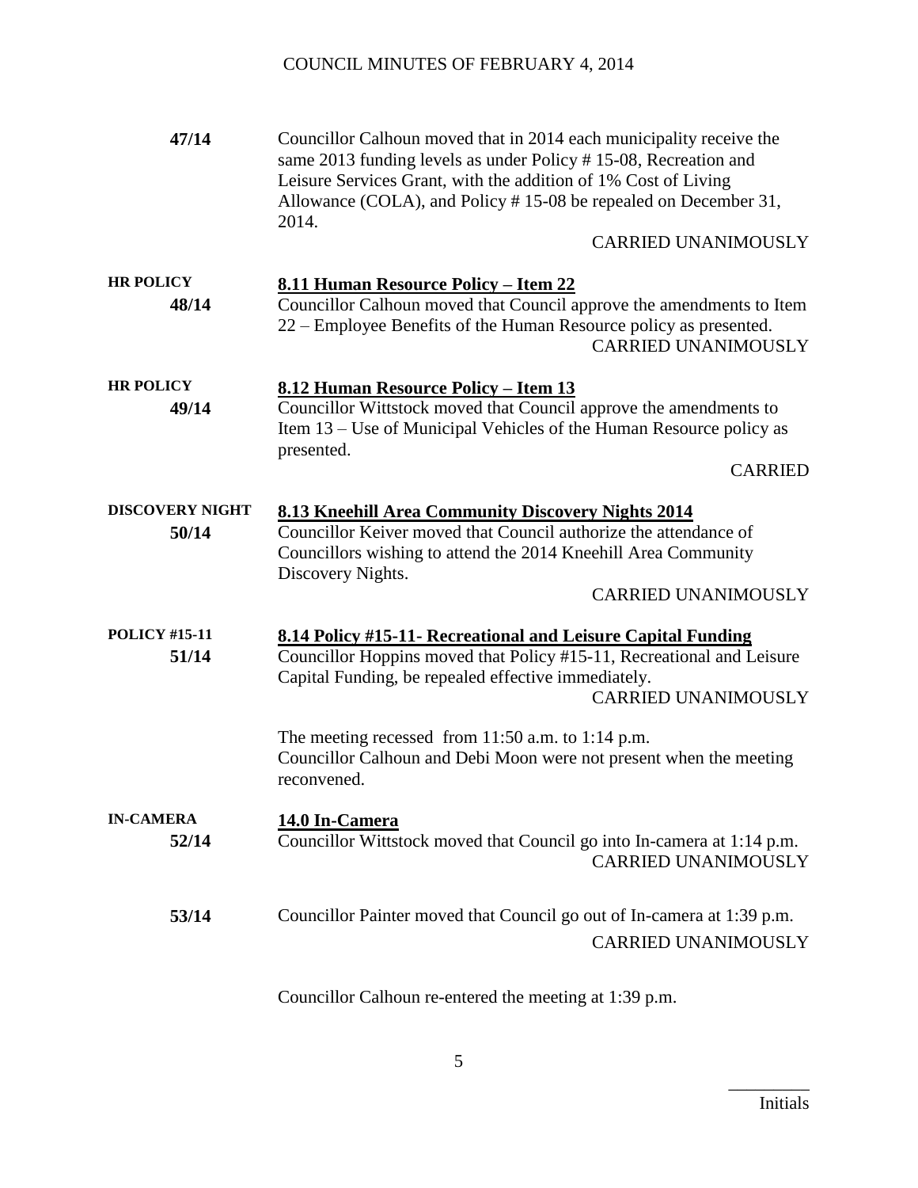**47/14** Councillor Calhoun moved that in 2014 each municipality receive the same 2013 funding levels as under Policy # 15-08, Recreation and Leisure Services Grant, with the addition of 1% Cost of Living Allowance (COLA), and Policy # 15-08 be repealed on December 31, 2014.

CARRIED UNANIMOUSLY

**HR POLICY**

**8.11 Human Resource Policy – Item 22**

**48/14** Councillor Calhoun moved that Council approve the amendments to Item 22 – Employee Benefits of the Human Resource policy as presented.

CARRIED UNANIMOUSLY

**HR POLICY**

**8.12 Human Resource Policy – Item 13**

**49/14** Councillor Wittstock moved that Council approve the amendments to Item 13 – Use of Municipal Vehicles of the Human Resource policy as presented.

CARRIED

**DISCOVERY NIGHT**

**8.13 Kneehill Area Community Discovery Nights 2014**

**50/14** Councillor Keiver moved that Council authorize the attendance of Councillors wishing to attend the 2014 Kneehill Area Community Discovery Nights.

CARRIED UNANIMOUSLY

**POLICY #15-11**

**8.14 Policy #15-11- Recreational and Leisure Capital Funding**

**51/14** Councillor Hoppins moved that Policy #15-11, Recreational and Leisure Capital Funding, be repealed effective immediately.

CARRIED UNANIMOUSLY

The meeting recessed from 11:50 a.m. to 1:14 p.m.
Councillor Calhoun and Debi Moon were not present when the meeting reconvened.

**IN-CAMERA**

**14.0 In-Camera**

**52/14** Councillor Wittstock moved that Council go into In-camera at 1:14 p.m.

CARRIED UNANIMOUSLY

**53/14** Councillor Painter moved that Council go out of In-camera at 1:39 p.m.

CARRIED UNANIMOUSLY

Councillor Calhoun re-entered the meeting at 1:39 p.m.

_________
Initials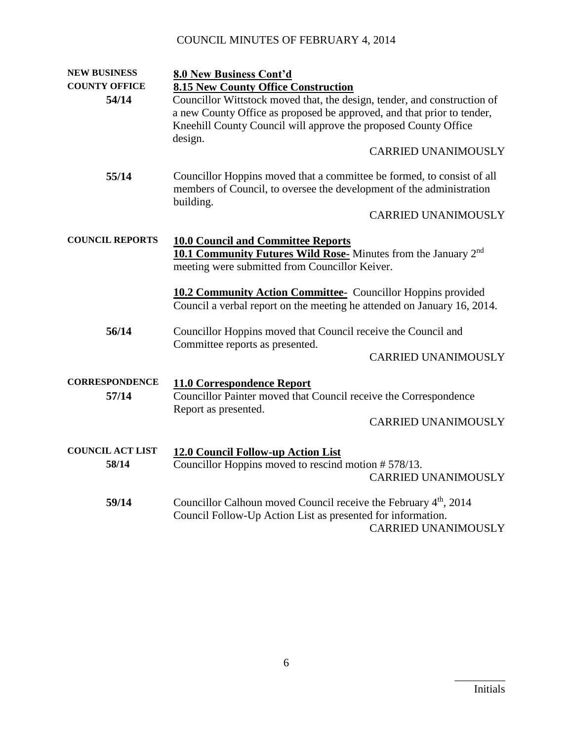COUNCIL MINUTES OF FEBRUARY 4, 2014

**NEW BUSINESS**

**8.0 New Business Cont'd**

**COUNTY OFFICE**

**8.15 New County Office Construction**

**54/14** Councillor Wittstock moved that, the design, tender, and construction of a new County Office as proposed be approved, and that prior to tender, Kneehill County Council will approve the proposed County Office design.

CARRIED UNANIMOUSLY

**55/14** Councillor Hoppins moved that a committee be formed, to consist of all members of Council, to oversee the development of the administration building.

CARRIED UNANIMOUSLY

**COUNCIL REPORTS**

**10.0 Council and Committee Reports**

**10.1 Community Futures Wild Rose-** Minutes from the January 2nd meeting were submitted from Councillor Keiver.

**10.2 Community Action Committee-** Councillor Hoppins provided Council a verbal report on the meeting he attended on January 16, 2014.

**56/14** Councillor Hoppins moved that Council receive the Council and Committee reports as presented.

CARRIED UNANIMOUSLY

**CORRESPONDENCE**

**11.0 Correspondence Report**

**57/14** Councillor Painter moved that Council receive the Correspondence Report as presented.

CARRIED UNANIMOUSLY

**COUNCIL ACT LIST**

**12.0 Council Follow-up Action List**

**58/14** Councillor Hoppins moved to rescind motion # 578/13.

CARRIED UNANIMOUSLY

**59/14** Councillor Calhoun moved Council receive the February 4th, 2014 Council Follow-Up Action List as presented for information.

CARRIED UNANIMOUSLY

_________
Initials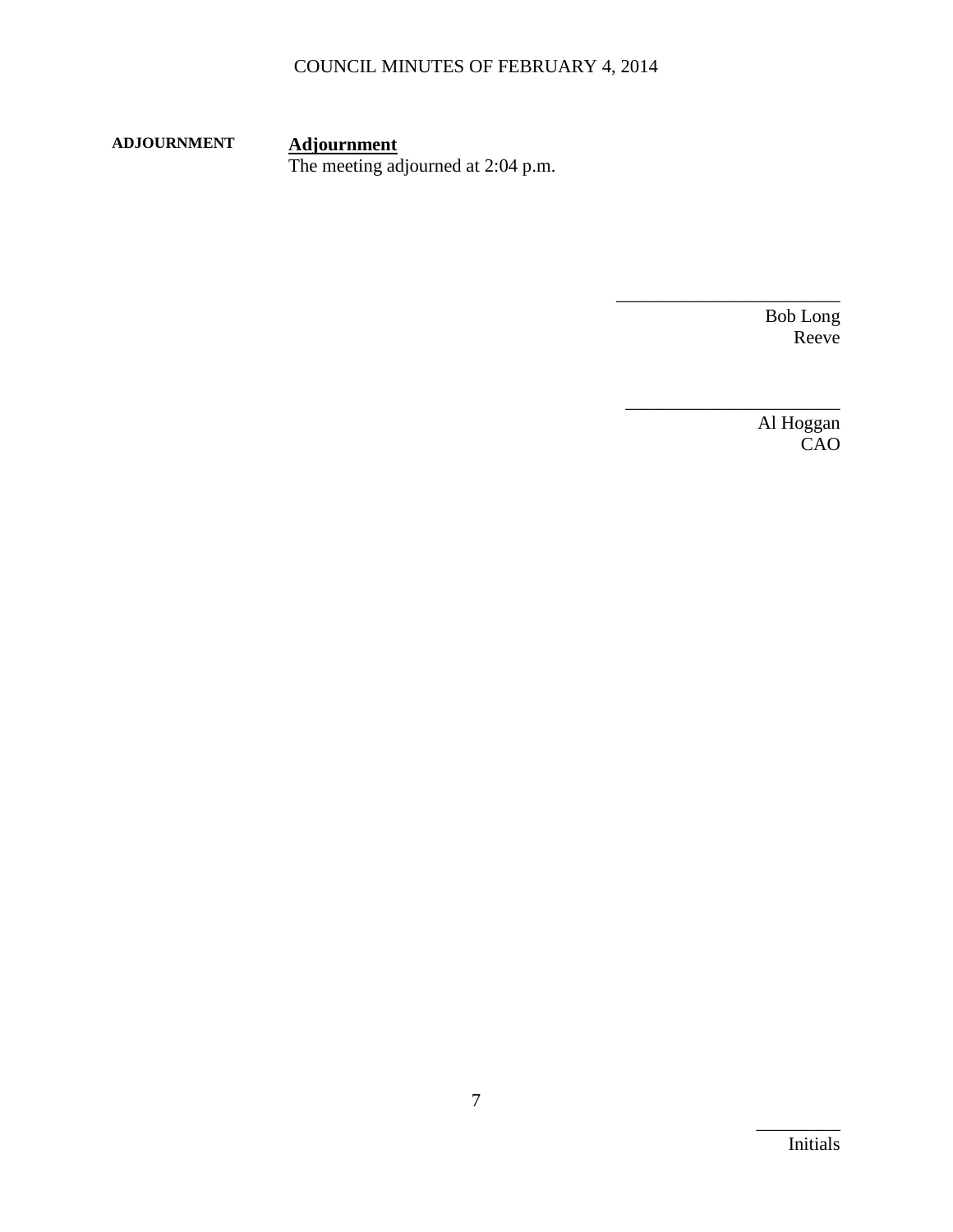**ADJOURNMENT**

## Adjournment

The meeting adjourned at 2:04 p.m.

\_\_\_\_\_\_\_\_\_\_\_\_\_\_\_\_\_\_\_\_\_\_\_\_\_

Bob Long
Reeve

\_\_\_\_\_\_\_\_\_\_\_\_\_\_\_\_\_\_\_\_\_\_\_\_

Al Hoggan
CAO

\_\_\_\_\_\_\_\_\_\_

Initials